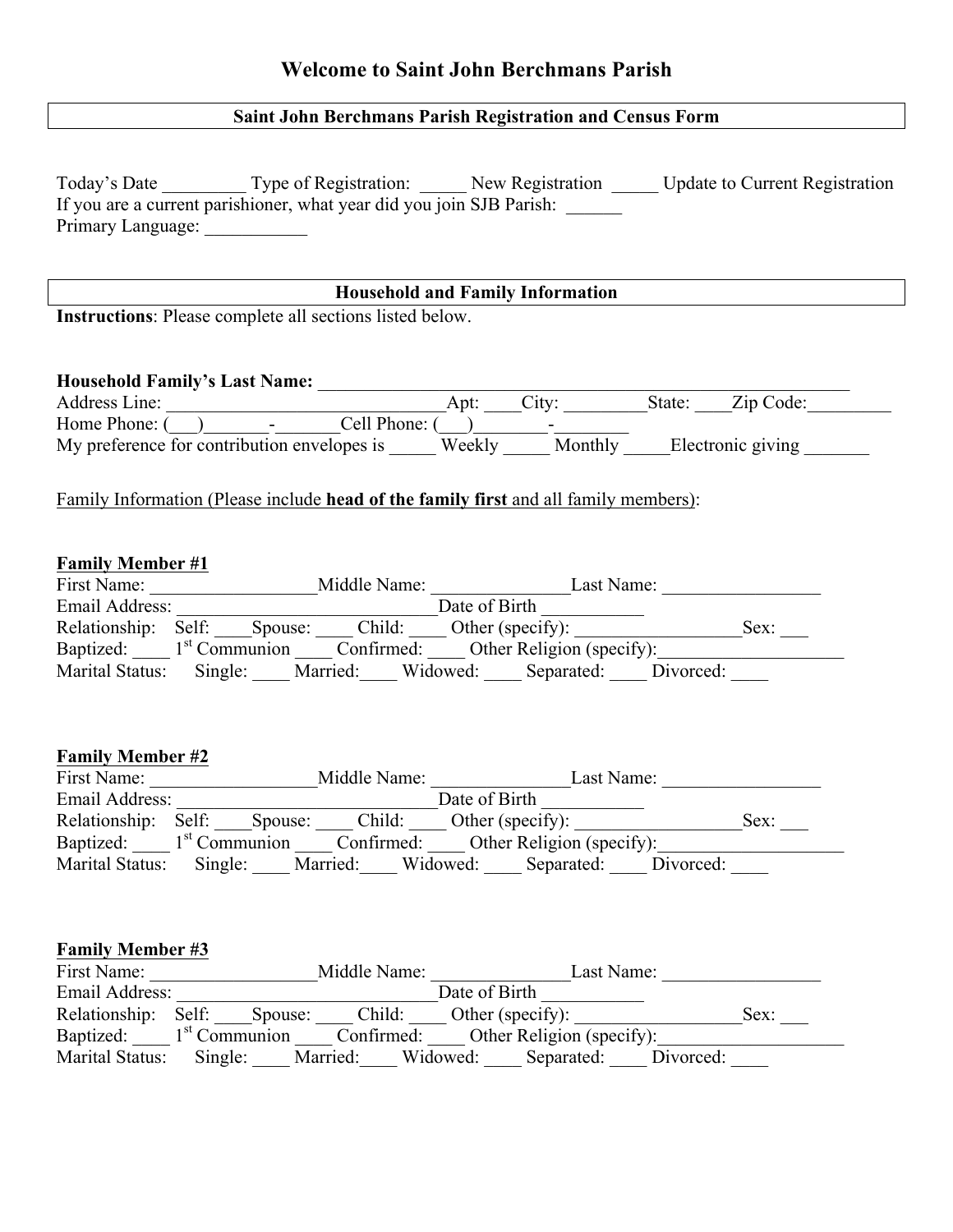# Welcome to Saint John Berchmans Parish

## Saint John Berchmans Parish Registration and Census Form

Today's Date _________ Type of Registration: _____ New Registration _____ Update to Current Registration
If you are a current parishioner, what year did you join SJB Parish: ______
Primary Language: ___________

## Household and Family Information

**Instructions**: Please complete all sections listed below.

**Household Family's Last Name:** ___________________________________________________________
Address Line: ______________________________Apt: ____City: _________State: ____Zip Code:_________
Home Phone: (___)_______-_______Cell Phone: (___)________-________
My preference for contribution envelopes is _____ Weekly _____ Monthly _____Electronic giving _______

Family Information (Please include **head of the family first** and all family members):

**Family Member #1**
First Name: __________________Middle Name: _______________Last Name: _________________
Email Address: ____________________________Date of Birth ___________
Relationship: Self: ____Spouse: ____ Child: ____ Other (specify): __________________Sex: ___
Baptized: ____ 1st Communion ____ Confirmed: ____ Other Religion (specify):____________________
Marital Status: Single: ____ Married:____ Widowed: ____ Separated: ____ Divorced: ____

**Family Member #2**
First Name: __________________Middle Name: _______________Last Name: _________________
Email Address: ____________________________Date of Birth ___________
Relationship: Self: ____Spouse: ____ Child: ____ Other (specify): __________________Sex: ___
Baptized: ____ 1st Communion ____ Confirmed: ____ Other Religion (specify):____________________
Marital Status: Single: ____ Married:____ Widowed: ____ Separated: ____ Divorced: ____

**Family Member #3**
First Name: __________________Middle Name: _______________Last Name: _________________
Email Address: ____________________________Date of Birth ___________
Relationship: Self: ____Spouse: ____ Child: ____ Other (specify): __________________Sex: ___
Baptized: ____ 1st Communion ____ Confirmed: ____ Other Religion (specify):____________________
Marital Status: Single: ____ Married:____ Widowed: ____ Separated: ____ Divorced: ____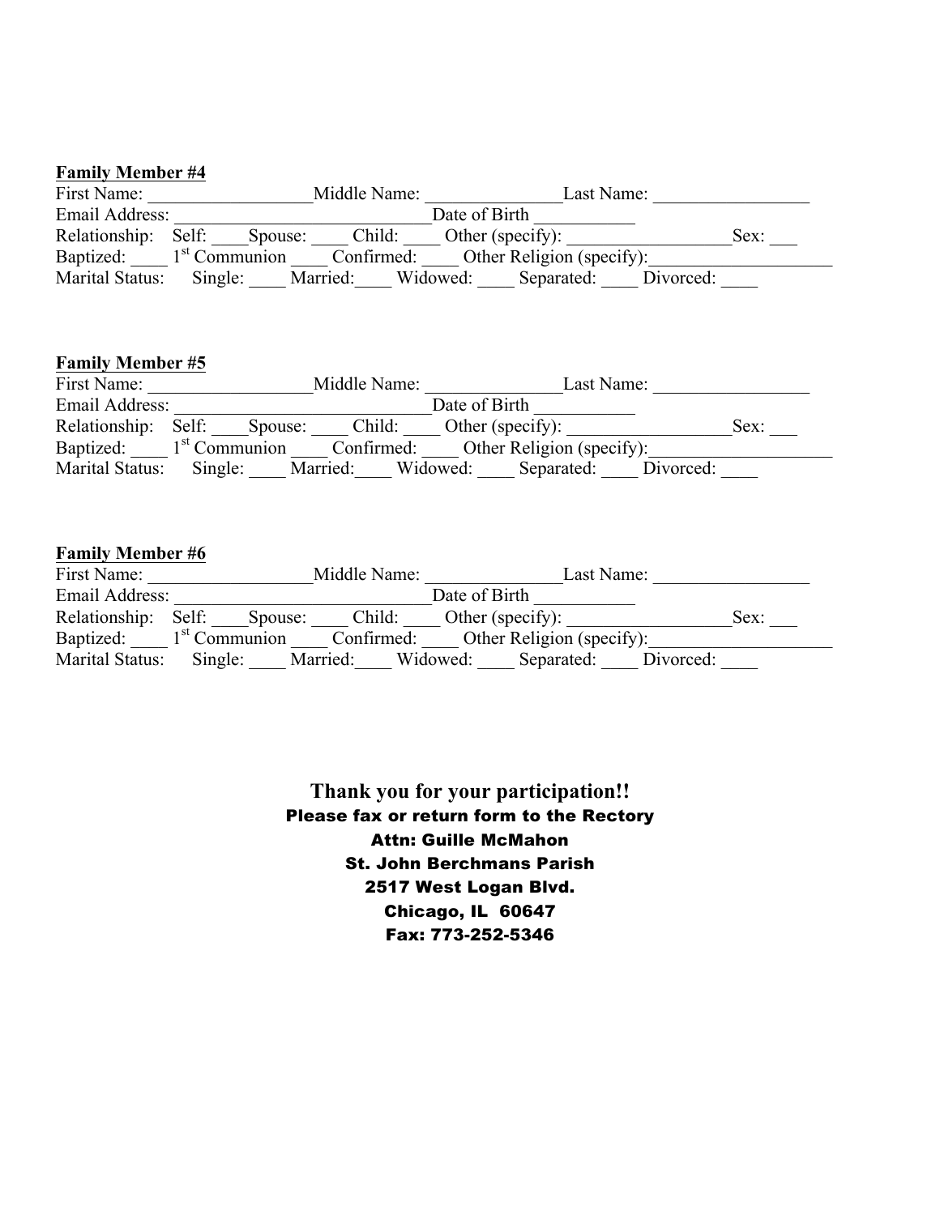**Family Member #4**

First Name: \_\_\_\_\_\_\_\_\_\_\_\_\_\_\_\_\_\_ Middle Name: \_\_\_\_\_\_\_\_\_\_\_\_\_\_\_ Last Name: \_\_\_\_\_\_\_\_\_\_\_\_\_\_\_\_\_\_

Email Address: \_\_\_\_\_\_\_\_\_\_\_\_\_\_\_\_\_\_\_\_\_\_\_\_\_\_\_\_\_\_ Date of Birth \_\_\_\_\_\_\_\_\_\_\_

Relationship: Self: \_\_\_\_ Spouse: \_\_\_\_ Child: \_\_\_\_ Other (specify): \_\_\_\_\_\_\_\_\_\_\_\_\_\_\_\_\_\_ Sex: \_\_\_

Baptized: \_\_\_\_ 1st Communion \_\_\_\_ Confirmed: \_\_\_\_ Other Religion (specify): \_\_\_\_\_\_\_\_\_\_\_\_\_\_\_\_\_\_\_\_

Marital Status: Single: \_\_\_\_ Married: \_\_\_\_ Widowed: \_\_\_\_ Separated: \_\_\_\_ Divorced: \_\_\_\_

**Family Member #5**

First Name: \_\_\_\_\_\_\_\_\_\_\_\_\_\_\_\_\_\_ Middle Name: \_\_\_\_\_\_\_\_\_\_\_\_\_\_\_ Last Name: \_\_\_\_\_\_\_\_\_\_\_\_\_\_\_\_\_\_

Email Address: \_\_\_\_\_\_\_\_\_\_\_\_\_\_\_\_\_\_\_\_\_\_\_\_\_\_\_\_\_\_ Date of Birth \_\_\_\_\_\_\_\_\_\_\_

Relationship: Self: \_\_\_\_ Spouse: \_\_\_\_ Child: \_\_\_\_ Other (specify): \_\_\_\_\_\_\_\_\_\_\_\_\_\_\_\_\_\_ Sex: \_\_\_

Baptized: \_\_\_\_ 1st Communion \_\_\_\_ Confirmed: \_\_\_\_ Other Religion (specify): \_\_\_\_\_\_\_\_\_\_\_\_\_\_\_\_\_\_\_\_

Marital Status: Single: \_\_\_\_ Married: \_\_\_\_ Widowed: \_\_\_\_ Separated: \_\_\_\_ Divorced: \_\_\_\_

**Family Member #6**

First Name: \_\_\_\_\_\_\_\_\_\_\_\_\_\_\_\_\_\_ Middle Name: \_\_\_\_\_\_\_\_\_\_\_\_\_\_\_ Last Name: \_\_\_\_\_\_\_\_\_\_\_\_\_\_\_\_\_\_

Email Address: \_\_\_\_\_\_\_\_\_\_\_\_\_\_\_\_\_\_\_\_\_\_\_\_\_\_\_\_\_\_ Date of Birth \_\_\_\_\_\_\_\_\_\_\_

Relationship: Self: \_\_\_\_ Spouse: \_\_\_\_ Child: \_\_\_\_ Other (specify): \_\_\_\_\_\_\_\_\_\_\_\_\_\_\_\_\_\_ Sex: \_\_\_

Baptized: \_\_\_\_ 1st Communion \_\_\_\_ Confirmed: \_\_\_\_ Other Religion (specify): \_\_\_\_\_\_\_\_\_\_\_\_\_\_\_\_\_\_\_\_

Marital Status: Single: \_\_\_\_ Married: \_\_\_\_ Widowed: \_\_\_\_ Separated: \_\_\_\_ Divorced: \_\_\_\_

**Thank you for your participation!!**

**Please fax or return form to the Rectory**
**Attn: Guille McMahon**
**St. John Berchmans Parish**
**2517 West Logan Blvd.**
**Chicago, IL 60647**
**Fax: 773-252-5346**